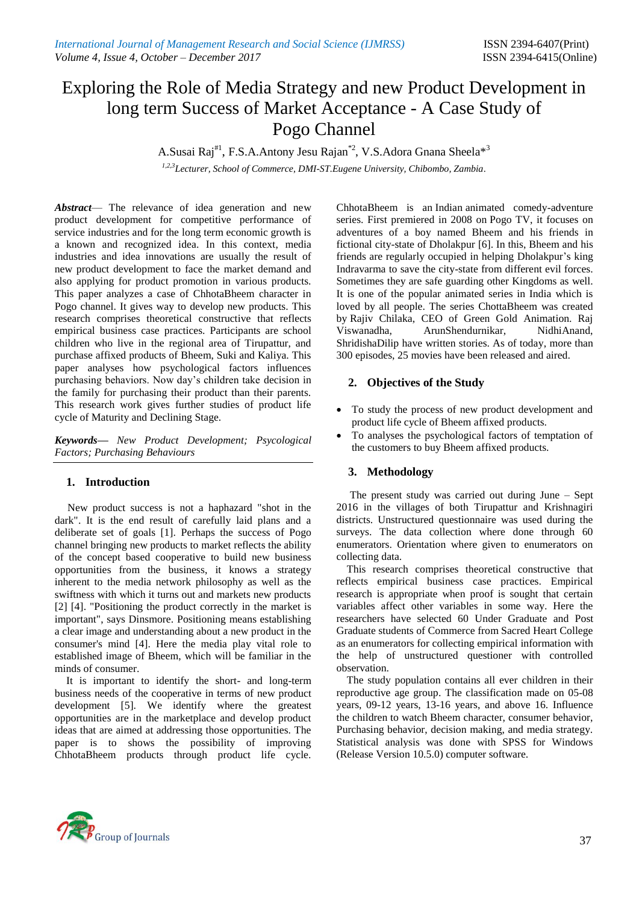# Exploring the Role of Media Strategy and new Product Development in long term Success of Market Acceptance - A Case Study of Pogo Channel

A.Susai Raj[#1], F.S.A.Antony Jesu Rajan[*2], V.S.Adora Gnana Sheela*[3]

[1,2,3]*Lecturer, School of Commerce, DMI-ST.Eugene University, Chibombo, Zambia.*

***Abstract***— The relevance of idea generation and new product development for competitive performance of service industries and for the long term economic growth is a known and recognized idea. In this context, media industries and idea innovations are usually the result of new product development to face the market demand and also applying for product promotion in various products. This paper analyzes a case of ChhotaBheem character in Pogo channel. It gives way to develop new products. This research comprises theoretical constructive that reflects empirical business case practices. Participants are school children who live in the regional area of Tirupattur, and purchase affixed products of Bheem, Suki and Kaliya. This paper analyses how psychological factors influences purchasing behaviors. Now day's children take decision in the family for purchasing their product than their parents. This research work gives further studies of product life cycle of Maturity and Declining Stage.

***Keywords***— *New Product Development; Psycological Factors; Purchasing Behaviours*

## 1. Introduction

New product success is not a haphazard "shot in the dark". It is the end result of carefully laid plans and a deliberate set of goals [1]. Perhaps the success of Pogo channel bringing new products to market reflects the ability of the concept based cooperative to build new business opportunities from the business, it knows a strategy inherent to the media network philosophy as well as the swiftness with which it turns out and markets new products [2] [4]. "Positioning the product correctly in the market is important", says Dinsmore. Positioning means establishing a clear image and understanding about a new product in the consumer's mind [4]. Here the media play vital role to established image of Bheem, which will be familiar in the minds of consumer.

It is important to identify the short- and long-term business needs of the cooperative in terms of new product development [5]. We identify where the greatest opportunities are in the marketplace and develop product ideas that are aimed at addressing those opportunities. The paper is to shows the possibility of improving ChhotaBheem products through product life cycle. ChhotaBheem is an Indian animated comedy-adventure series. First premiered in 2008 on Pogo TV, it focuses on adventures of a boy named Bheem and his friends in fictional city-state of Dholakpur [6]. In this, Bheem and his friends are regularly occupied in helping Dholakpur's king Indravarma to save the city-state from different evil forces. Sometimes they are safe guarding other Kingdoms as well. It is one of the popular animated series in India which is loved by all people. The series ChottaBheem was created by Rajiv Chilaka, CEO of Green Gold Animation. Raj Viswanadha, ArunShendurnikar, NidhiAnand, ShridishaDilip have written stories. As of today, more than 300 episodes, 25 movies have been released and aired.

## 2. Objectives of the Study

- To study the process of new product development and product life cycle of Bheem affixed products.
- To analyses the psychological factors of temptation of the customers to buy Bheem affixed products.

## 3. Methodology

The present study was carried out during June – Sept 2016 in the villages of both Tirupattur and Krishnagiri districts. Unstructured questionnaire was used during the surveys. The data collection where done through 60 enumerators. Orientation where given to enumerators on collecting data.

This research comprises theoretical constructive that reflects empirical business case practices. Empirical research is appropriate when proof is sought that certain variables affect other variables in some way. Here the researchers have selected 60 Under Graduate and Post Graduate students of Commerce from Sacred Heart College as an enumerators for collecting empirical information with the help of unstructured questioner with controlled observation.

The study population contains all ever children in their reproductive age group. The classification made on 05-08 years, 09-12 years, 13-16 years, and above 16. Influence the children to watch Bheem character, consumer behavior, Purchasing behavior, decision making, and media strategy. Statistical analysis was done with SPSS for Windows (Release Version 10.5.0) computer software.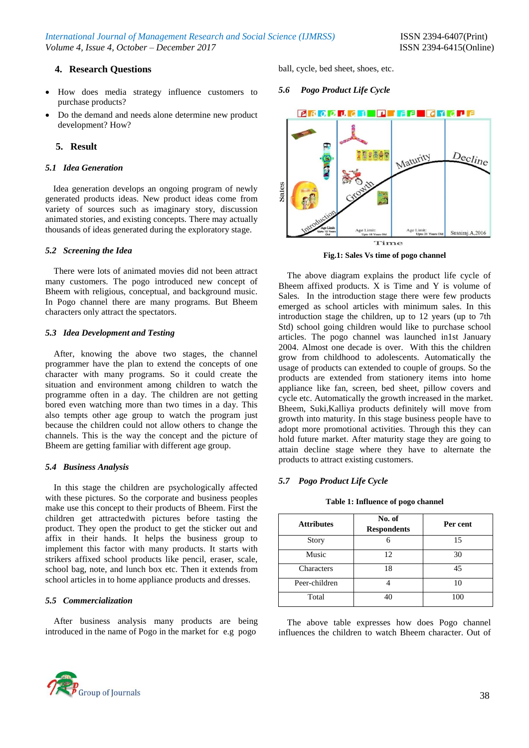## 4. Research Questions

- How does media strategy influence customers to purchase products?
- Do the demand and needs alone determine new product development? How?

## 5. Result

### *5.1 Idea Generation*

Idea generation develops an ongoing program of newly generated products ideas. New product ideas come from variety of sources such as imaginary story, discussion animated stories, and existing concepts. There may actually thousands of ideas generated during the exploratory stage.

### *5.2 Screening the Idea*

There were lots of animated movies did not been attract many customers. The pogo introduced new concept of Bheem with religious, conceptual, and background music. In Pogo channel there are many programs. But Bheem characters only attract the spectators.

### *5.3 Idea Development and Testing*

After, knowing the above two stages, the channel programmer have the plan to extend the concepts of one character with many programs. So it could create the situation and environment among children to watch the programme often in a day. The children are not getting bored even watching more than two times in a day. This also tempts other age group to watch the program just because the children could not allow others to change the channels. This is the way the concept and the picture of Bheem are getting familiar with different age group.

### *5.4 Business Analysis*

In this stage the children are psychologically affected with these pictures. So the corporate and business peoples make use this concept to their products of Bheem. First the children get attractedwith pictures before tasting the product. They open the product to get the sticker out and affix in their hands. It helps the business group to implement this factor with many products. It starts with strikers affixed school products like pencil, eraser, scale, school bag, note, and lunch box etc. Then it extends from school articles in to home appliance products and dresses.

### *5.5 Commercialization*

After business analysis many products are being introduced in the name of Pogo in the market for e.g pogo ball, cycle, bed sheet, shoes, etc.

### *5.6 Pogo Product Life Cycle*

**Fig.1: Sales Vs time of pogo channel**

The above diagram explains the product life cycle of Bheem affixed products. X is Time and Y is volume of Sales. In the introduction stage there were few products emerged as school articles with minimum sales. In this introduction stage the children, up to 12 years (up to 7th Std) school going children would like to purchase school articles. The pogo channel was launched in1st January 2004. Almost one decade is over. With this the children grow from childhood to adolescents. Automatically the usage of products can extended to couple of groups. So the products are extended from stationery items into home appliance like fan, screen, bed sheet, pillow covers and cycle etc. Automatically the growth increased in the market. Bheem, Suki,Kalliya products definitely will move from growth into maturity. In this stage business people have to adopt more promotional activities. Through this they can hold future market. After maturity stage they are going to attain decline stage where they have to alternate the products to attract existing customers.

### *5.7 Pogo Product Life Cycle*

**Table 1: Influence of pogo channel**

| Attributes | No. of Respondents | Per cent |
|---|---|---|
| Story | 6 | 15 |
| Music | 12 | 30 |
| Characters | 18 | 45 |
| Peer-children | 4 | 10 |
| Total | 40 | 100 |

The above table expresses how does Pogo channel influences the children to watch Bheem character. Out of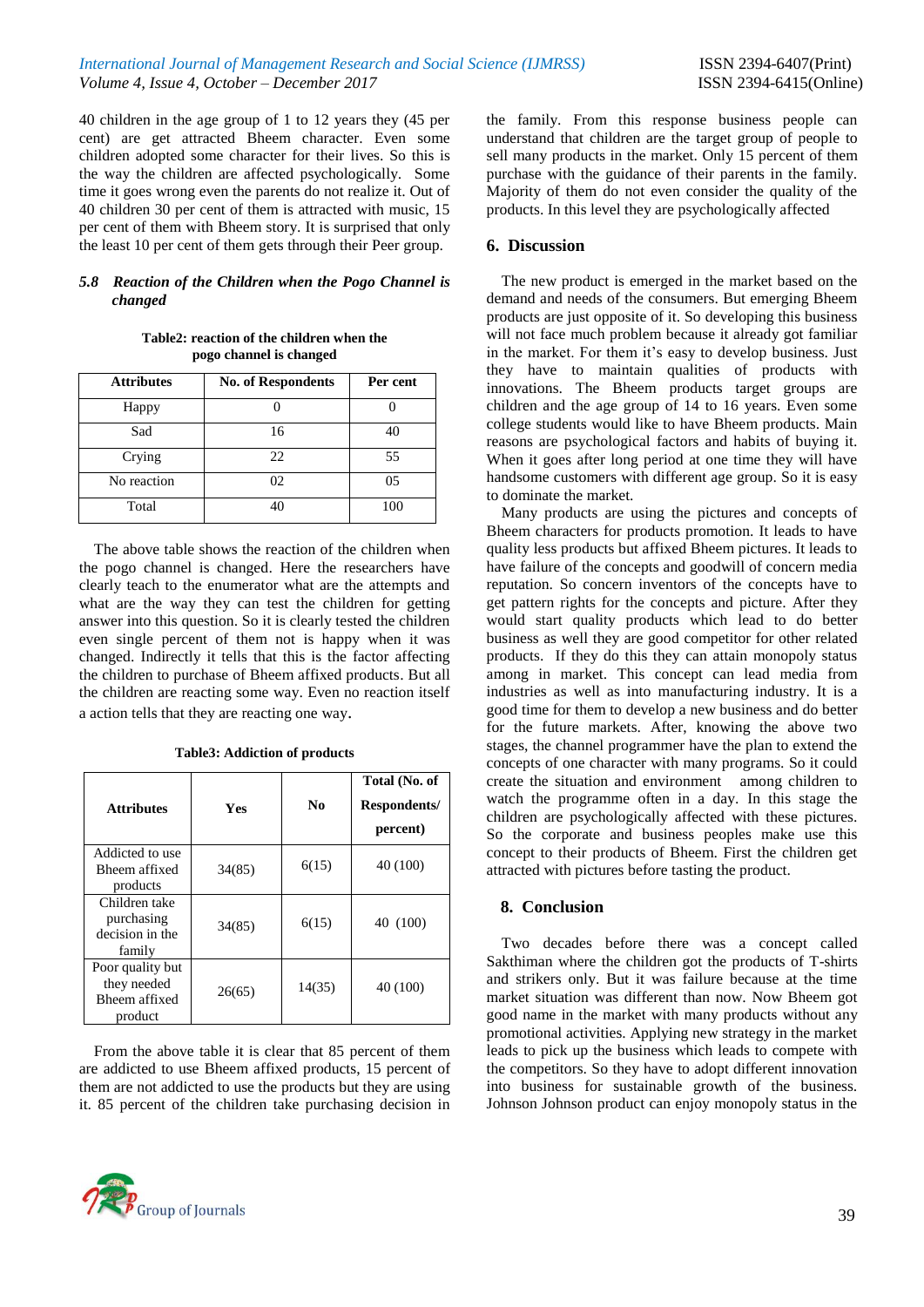40 children in the age group of 1 to 12 years they (45 per cent) are get attracted Bheem character. Even some children adopted some character for their lives. So this is the way the children are affected psychologically. Some time it goes wrong even the parents do not realize it. Out of 40 children 30 per cent of them is attracted with music, 15 per cent of them with Bheem story. It is surprised that only the least 10 per cent of them gets through their Peer group.

### *5.8 Reaction of the Children when the Pogo Channel is changed*

**Table2: reaction of the children when the pogo channel is changed**

| Attributes | No. of Respondents | Per cent |
|---|---|---|
| Happy | 0 | 0 |
| Sad | 16 | 40 |
| Crying | 22 | 55 |
| No reaction | 02 | 05 |
| Total | 40 | 100 |

The above table shows the reaction of the children when the pogo channel is changed. Here the researchers have clearly teach to the enumerator what are the attempts and what are the way they can test the children for getting answer into this question. So it is clearly tested the children even single percent of them not is happy when it was changed. Indirectly it tells that this is the factor affecting the children to purchase of Bheem affixed products. But all the children are reacting some way. Even no reaction itself a action tells that they are reacting one way.

**Table3: Addiction of products**

| Attributes | Yes | No | Total (No. of Respondents/ percent) |
|---|---|---|---|
| Addicted to use Bheem affixed products | 34(85) | 6(15) | 40 (100) |
| Children take purchasing decision in the family | 34(85) | 6(15) | 40 (100) |
| Poor quality but they needed Bheem affixed product | 26(65) | 14(35) | 40 (100) |

From the above table it is clear that 85 percent of them are addicted to use Bheem affixed products, 15 percent of them are not addicted to use the products but they are using it. 85 percent of the children take purchasing decision in the family. From this response business people can understand that children are the target group of people to sell many products in the market. Only 15 percent of them purchase with the guidance of their parents in the family. Majority of them do not even consider the quality of the products. In this level they are psychologically affected

## 6. Discussion

The new product is emerged in the market based on the demand and needs of the consumers. But emerging Bheem products are just opposite of it. So developing this business will not face much problem because it already got familiar in the market. For them it's easy to develop business. Just they have to maintain qualities of products with innovations. The Bheem products target groups are children and the age group of 14 to 16 years. Even some college students would like to have Bheem products. Main reasons are psychological factors and habits of buying it. When it goes after long period at one time they will have handsome customers with different age group. So it is easy to dominate the market.

Many products are using the pictures and concepts of Bheem characters for products promotion. It leads to have quality less products but affixed Bheem pictures. It leads to have failure of the concepts and goodwill of concern media reputation. So concern inventors of the concepts have to get pattern rights for the concepts and picture. After they would start quality products which lead to do better business as well they are good competitor for other related products. If they do this they can attain monopoly status among in market. This concept can lead media from industries as well as into manufacturing industry. It is a good time for them to develop a new business and do better for the future markets. After, knowing the above two stages, the channel programmer have the plan to extend the concepts of one character with many programs. So it could create the situation and environment among children to watch the programme often in a day. In this stage the children are psychologically affected with these pictures. So the corporate and business peoples make use this concept to their products of Bheem. First the children get attracted with pictures before tasting the product.

## 8. Conclusion

Two decades before there was a concept called Sakthiman where the children got the products of T-shirts and strikers only. But it was failure because at the time market situation was different than now. Now Bheem got good name in the market with many products without any promotional activities. Applying new strategy in the market leads to pick up the business which leads to compete with the competitors. So they have to adopt different innovation into business for sustainable growth of the business. Johnson Johnson product can enjoy monopoly status in the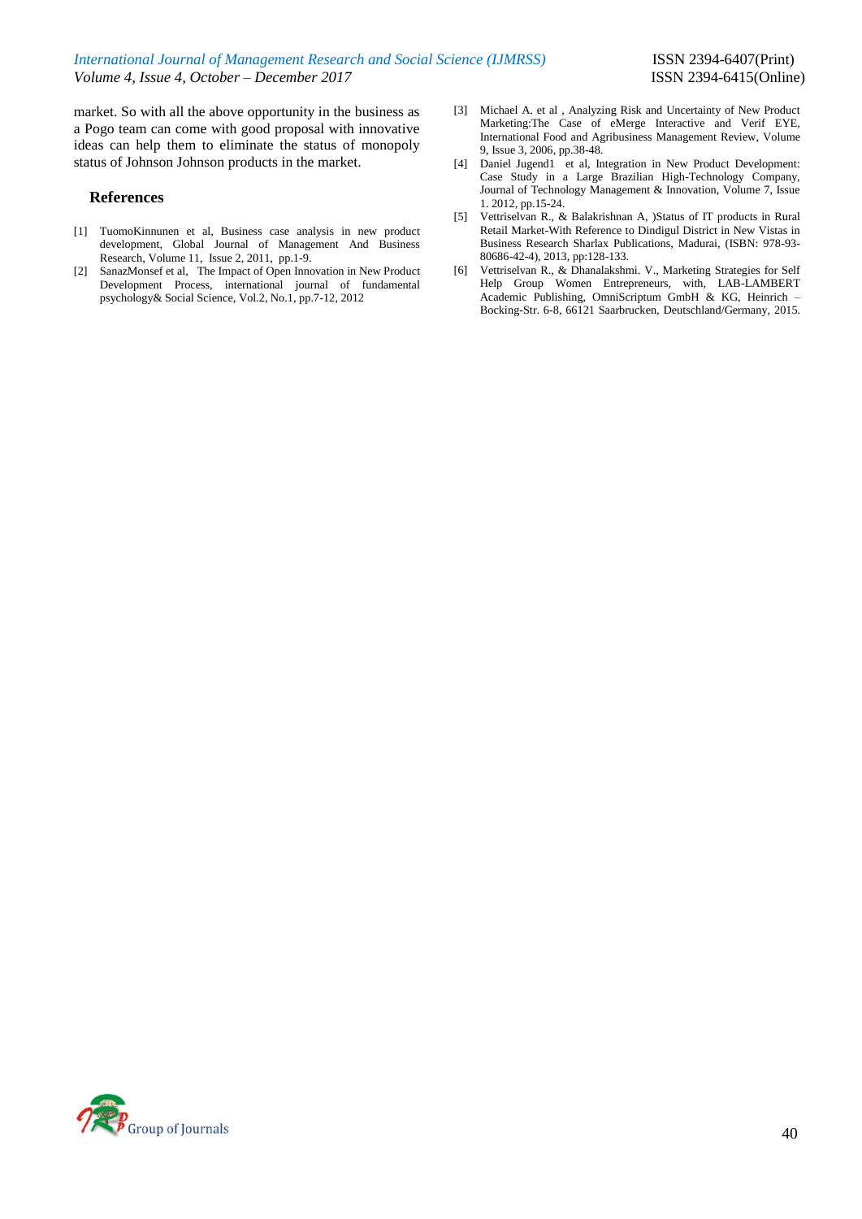market. So with all the above opportunity in the business as a Pogo team can come with good proposal with innovative ideas can help them to eliminate the status of monopoly status of Johnson Johnson products in the market.

## References

[1] TuomoKinnunen et al, Business case analysis in new product development, Global Journal of Management And Business Research, Volume 11, Issue 2, 2011, pp.1-9.

[2] SanazMonsef et al, The Impact of Open Innovation in New Product Development Process, international journal of fundamental psychology& Social Science, Vol.2, No.1, pp.7-12, 2012

[3] Michael A. et al , Analyzing Risk and Uncertainty of New Product Marketing:The Case of eMerge Interactive and Verif EYE, International Food and Agribusiness Management Review, Volume 9, Issue 3, 2006, pp.38-48.

[4] Daniel Jugend1 et al, Integration in New Product Development: Case Study in a Large Brazilian High-Technology Company, Journal of Technology Management & Innovation, Volume 7, Issue 1. 2012, pp.15-24.

[5] Vettriselvan R., & Balakrishnan A, )Status of IT products in Rural Retail Market-With Reference to Dindigul District in New Vistas in Business Research Sharlax Publications, Madurai, (ISBN: 978-93-80686-42-4), 2013, pp:128-133.

[6] Vettriselvan R., & Dhanalakshmi. V., Marketing Strategies for Self Help Group Women Entrepreneurs, with, LAB-LAMBERT Academic Publishing, OmniScriptum GmbH & KG, Heinrich – Bocking-Str. 6-8, 66121 Saarbrucken, Deutschland/Germany, 2015.